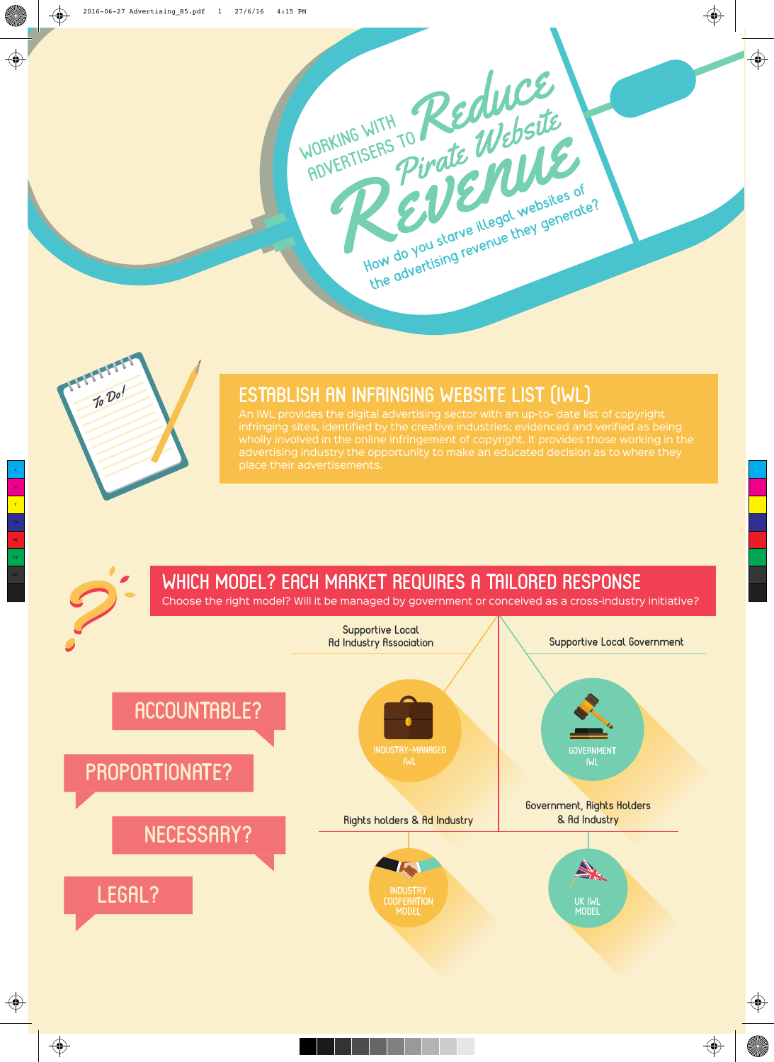# Working with Advertisers to Reduce Pirate Website Revenue

How do you starve illegal websites of the advertising revenue they generate?

To Do!

## Establish an Infringing Website List (IWL)

An IWL provides the digital advertising sector with an up-to- date list of copyright infringing sites, identified by the creative industries; evidenced and verified as being wholly involved in the online infringement of copyright. It provides those working in the advertising industry the opportunity to make an educated decision as to where they place their advertisements.

## Which Model? Each Market Requires a Tailored Response

Choose the right model? Will it be managed by government or conceived as a cross-industry initiative?

- Accountable?
- Proportionate?
- Necessary?
- Legal?

Supportive Local Ad Industry Association

Industry-Managed IWL

Rights holders & Ad Industry

Industry Cooperation Model

Supportive Local Government

Government IWL

Government, Rights Holders & Ad Industry

UK IWL Model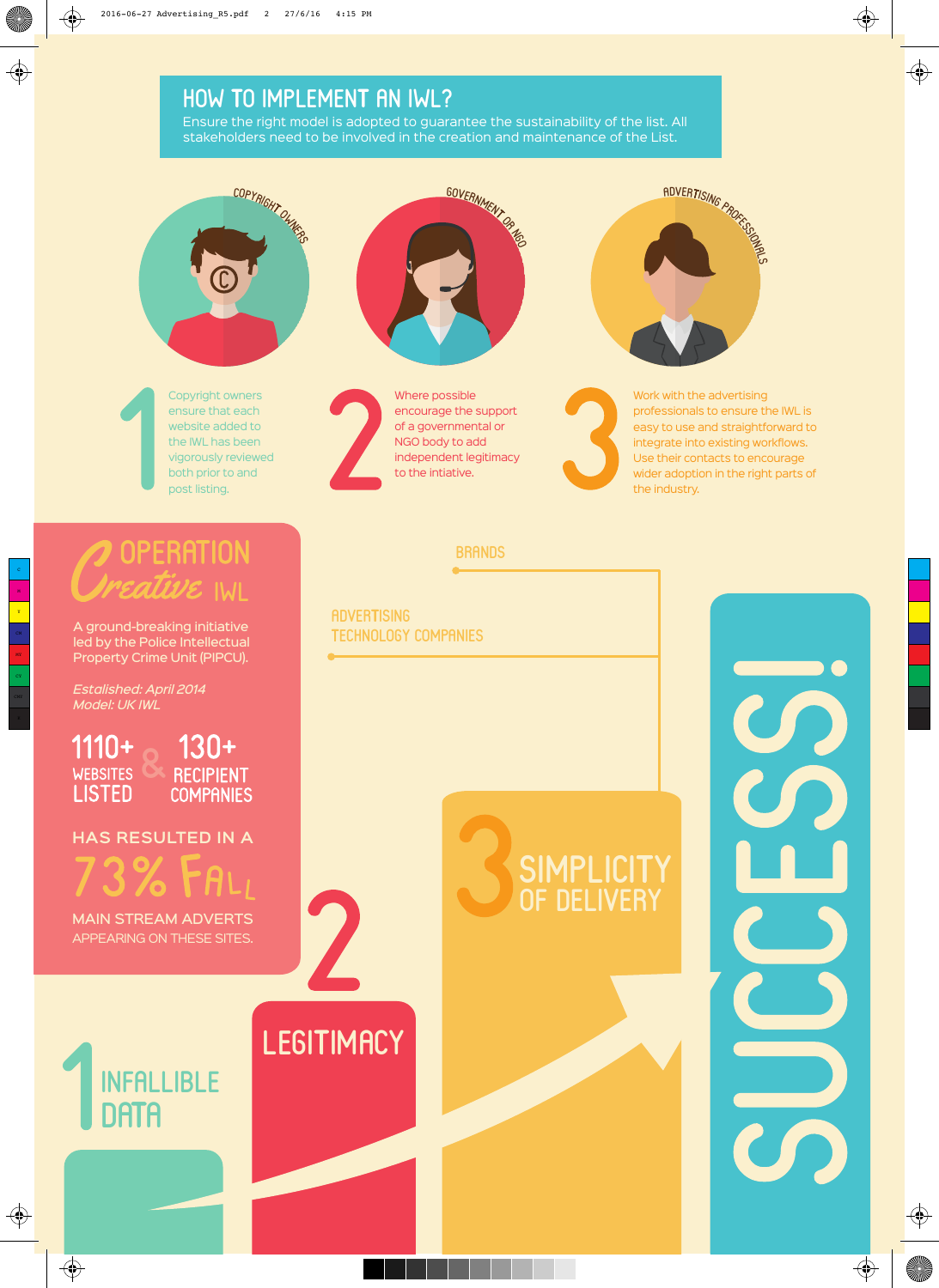## HOW TO IMPLEMENT AN IWL?

Ensure the right model is adopted to guarantee the sustainability of the list. All stakeholders need to be involved in the creation and maintenance of the List.

COPYRIGHT OWNERS

GOVERNMENT OR NGO

ADVERTISING PROFESSIONALS

**1** Copyright owners ensure that each website added to the IWL has been vigorously reviewed both prior to and post listing.

**2** Where possible encourage the support of a governmental or NGO body to add independent legitimacy to the intiative.

**3** Work with the advertising professionals to ensure the IWL is easy to use and straightforward to integrate into existing workflows. Use their contacts to encourage wider adoption in the right parts of the industry.

## OPERATION Creative IWL

A ground-breaking initiative led by the Police Intellectual Property Crime Unit (PIPCU).

*Estalished: April 2014*
*Model: UK IWL*

**1110+** WEBSITES LISTED & **130+** RECIPIENT COMPANIES

HAS RESULTED IN A

**73% FALL**

MAIN STREAM ADVERTS APPEARING ON THESE SITES.

BRANDS

ADVERTISING TECHNOLOGY COMPANIES

1 INFALLIBLE DATA

2 LEGITIMACY

3 SIMPLICITY OF DELIVERY

SUCCESS!